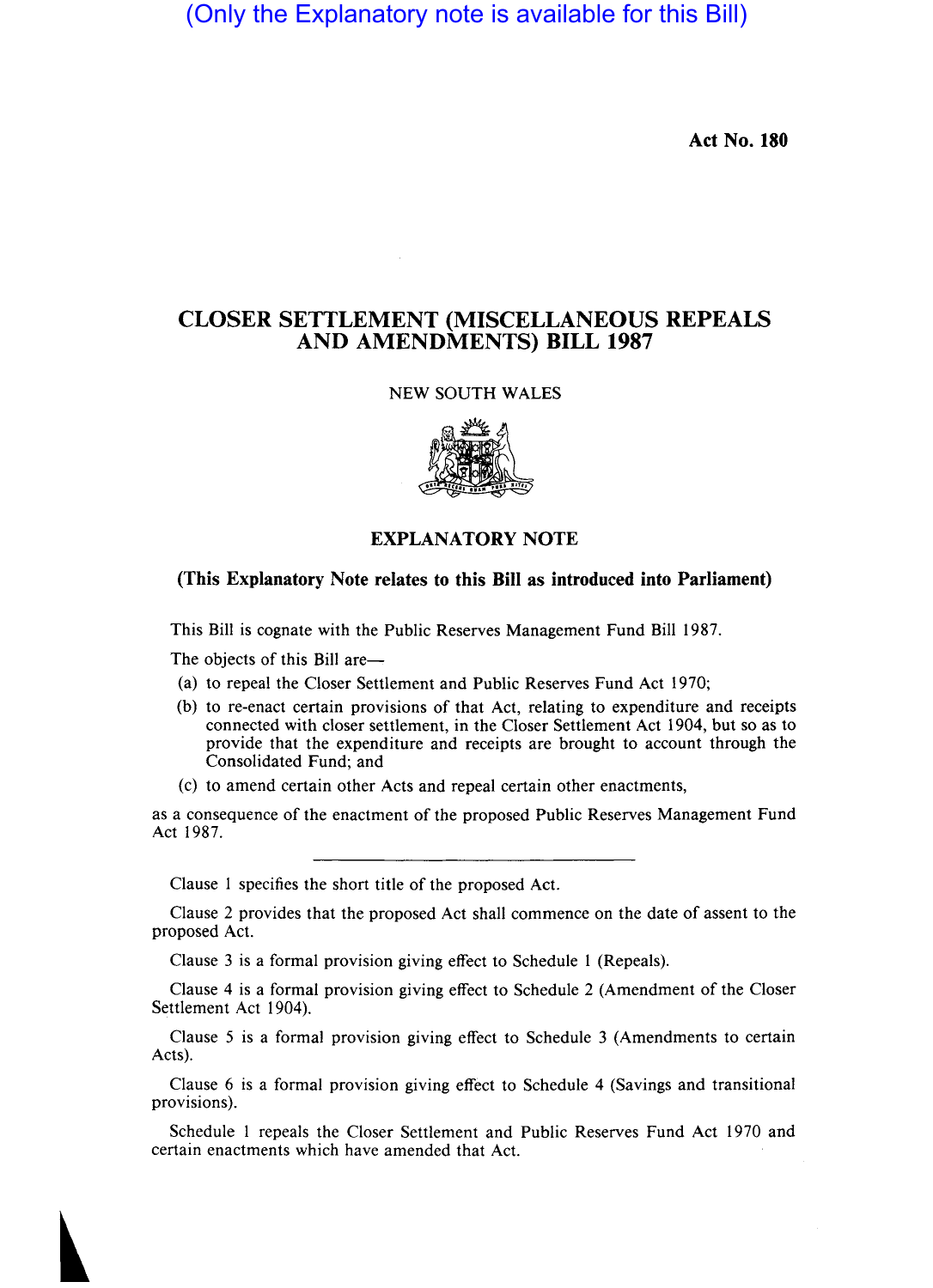(Only the Explanatory note is available for this Bill)

**Act No. 180**

# CLOSER SETTLEMENT (MISCELLANEOUS REPEALS AND AMENDMENTS) BILL 1987

NEW SOUTH WALES

## EXPLANATORY NOTE

**(This Explanatory Note relates to this Bill as introduced into Parliament)**

This Bill is cognate with the Public Reserves Management Fund Bill 1987.

The objects of this Bill are—

(a) to repeal the Closer Settlement and Public Reserves Fund Act 1970;

(b) to re-enact certain provisions of that Act, relating to expenditure and receipts connected with closer settlement, in the Closer Settlement Act 1904, but so as to provide that the expenditure and receipts are brought to account through the Consolidated Fund; and

(c) to amend certain other Acts and repeal certain other enactments,

as a consequence of the enactment of the proposed Public Reserves Management Fund Act 1987.

---

Clause 1 specifies the short title of the proposed Act.

Clause 2 provides that the proposed Act shall commence on the date of assent to the proposed Act.

Clause 3 is a formal provision giving effect to Schedule 1 (Repeals).

Clause 4 is a formal provision giving effect to Schedule 2 (Amendment of the Closer Settlement Act 1904).

Clause 5 is a formal provision giving effect to Schedule 3 (Amendments to certain Acts).

Clause 6 is a formal provision giving effect to Schedule 4 (Savings and transitional provisions).

Schedule 1 repeals the Closer Settlement and Public Reserves Fund Act 1970 and certain enactments which have amended that Act.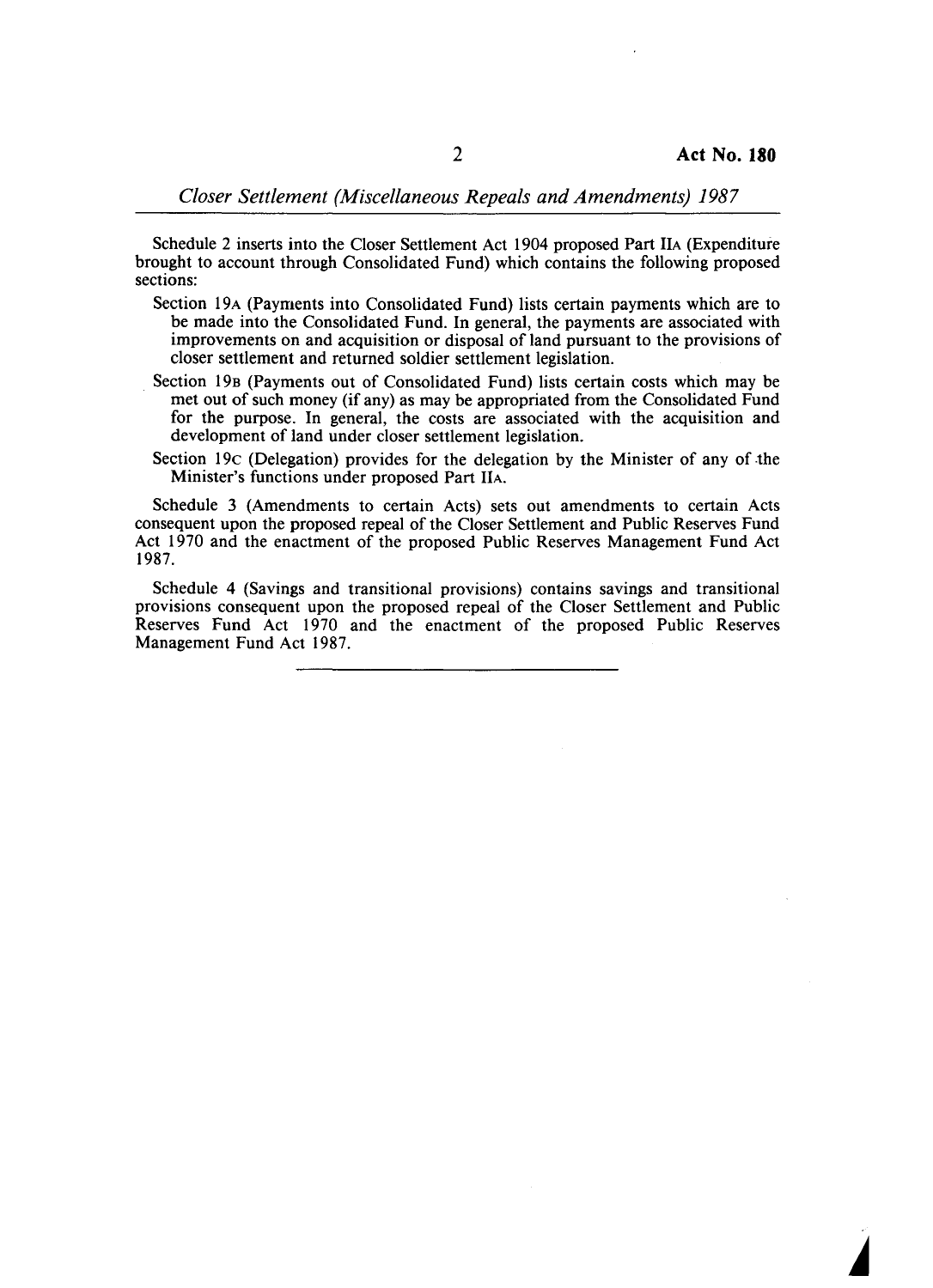Schedule 2 inserts into the Closer Settlement Act 1904 proposed Part IIA (Expenditure brought to account through Consolidated Fund) which contains the following proposed sections:

Section 19A (Payments into Consolidated Fund) lists certain payments which are to be made into the Consolidated Fund. In general, the payments are associated with improvements on and acquisition or disposal of land pursuant to the provisions of closer settlement and returned soldier settlement legislation.

Section 19B (Payments out of Consolidated Fund) lists certain costs which may be met out of such money (if any) as may be appropriated from the Consolidated Fund for the purpose. In general, the costs are associated with the acquisition and development of land under closer settlement legislation.

Section 19C (Delegation) provides for the delegation by the Minister of any of the Minister's functions under proposed Part IIA.

Schedule 3 (Amendments to certain Acts) sets out amendments to certain Acts consequent upon the proposed repeal of the Closer Settlement and Public Reserves Fund Act 1970 and the enactment of the proposed Public Reserves Management Fund Act 1987.

Schedule 4 (Savings and transitional provisions) contains savings and transitional provisions consequent upon the proposed repeal of the Closer Settlement and Public Reserves Fund Act 1970 and the enactment of the proposed Public Reserves Management Fund Act 1987.